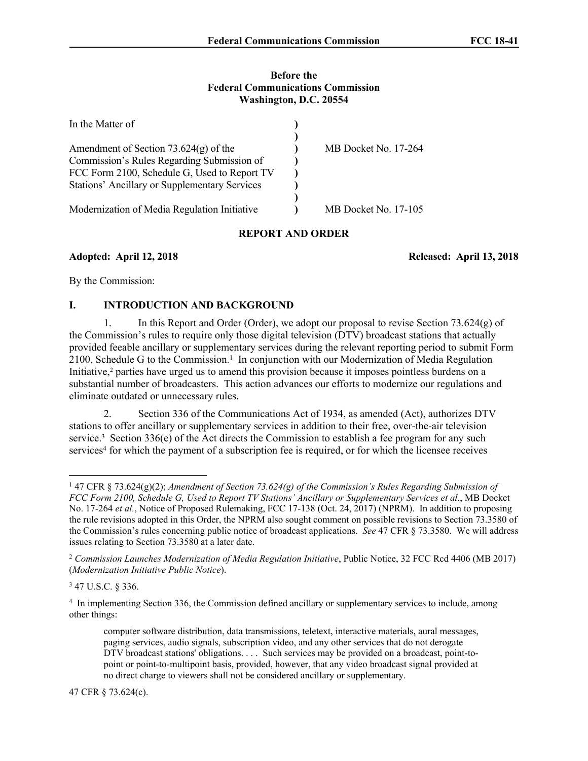**Before the**
**Federal Communications Commission**
**Washington, D.C. 20554**

| In the Matter of | ) | |
|---|---|---|
| | ) | |
| Amendment of Section 73.624(g) of the Commission's Rules Regarding Submission of FCC Form 2100, Schedule G, Used to Report TV Stations' Ancillary or Supplementary Services | ) | MB Docket No. 17-264 |
| | ) | |
| Modernization of Media Regulation Initiative | ) | MB Docket No. 17-105 |

## REPORT AND ORDER

**Adopted: April 12, 2018** **Released: April 13, 2018**

By the Commission:

## I. INTRODUCTION AND BACKGROUND

1. In this Report and Order (Order), we adopt our proposal to revise Section 73.624(g) of the Commission's rules to require only those digital television (DTV) broadcast stations that actually provided feeable ancillary or supplementary services during the relevant reporting period to submit Form 2100, Schedule G to the Commission.[1] In conjunction with our Modernization of Media Regulation Initiative,[2] parties have urged us to amend this provision because it imposes pointless burdens on a substantial number of broadcasters. This action advances our efforts to modernize our regulations and eliminate outdated or unnecessary rules.

2. Section 336 of the Communications Act of 1934, as amended (Act), authorizes DTV stations to offer ancillary or supplementary services in addition to their free, over-the-air television service.[3] Section 336(e) of the Act directs the Commission to establish a fee program for any such services[4] for which the payment of a subscription fee is required, or for which the licensee receives

---

[1] 47 CFR § 73.624(g)(2); *Amendment of Section 73.624(g) of the Commission's Rules Regarding Submission of FCC Form 2100, Schedule G, Used to Report TV Stations' Ancillary or Supplementary Services et al.*, MB Docket No. 17-264 *et al.*, Notice of Proposed Rulemaking, FCC 17-138 (Oct. 24, 2017) (NPRM). In addition to proposing the rule revisions adopted in this Order, the NPRM also sought comment on possible revisions to Section 73.3580 of the Commission's rules concerning public notice of broadcast applications. *See* 47 CFR § 73.3580. We will address issues relating to Section 73.3580 at a later date.

[2] *Commission Launches Modernization of Media Regulation Initiative*, Public Notice, 32 FCC Rcd 4406 (MB 2017) (*Modernization Initiative Public Notice*).

[3] 47 U.S.C. § 336.

[4] In implementing Section 336, the Commission defined ancillary or supplementary services to include, among other things:

> computer software distribution, data transmissions, teletext, interactive materials, aural messages, paging services, audio signals, subscription video, and any other services that do not derogate DTV broadcast stations' obligations. . . . Such services may be provided on a broadcast, point-to-point or point-to-multipoint basis, provided, however, that any video broadcast signal provided at no direct charge to viewers shall not be considered ancillary or supplementary.

47 CFR § 73.624(c).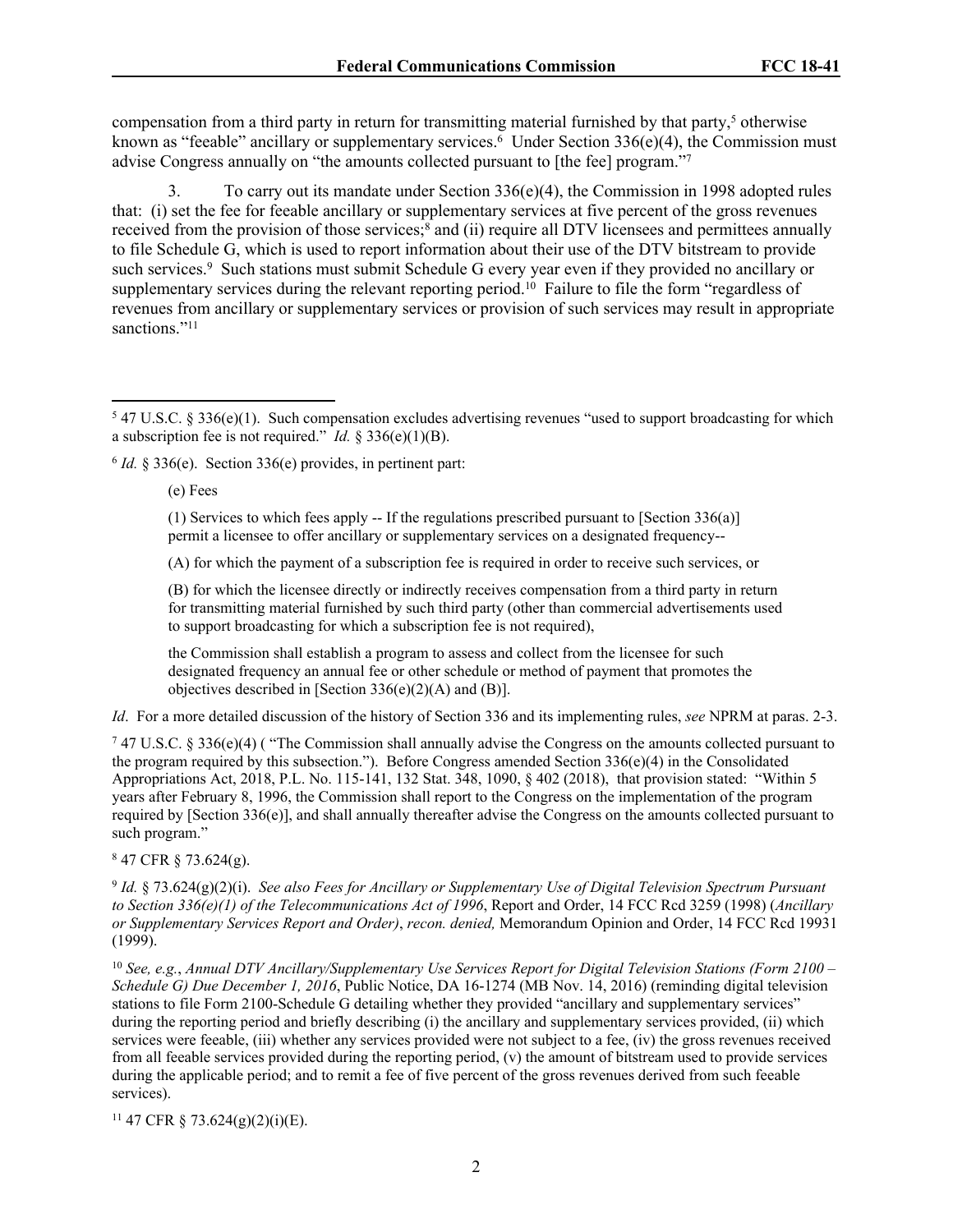compensation from a third party in return for transmitting material furnished by that party,[5] otherwise known as "feeable" ancillary or supplementary services.[6] Under Section 336(e)(4), the Commission must advise Congress annually on "the amounts collected pursuant to [the fee] program."[7]

3. To carry out its mandate under Section 336(e)(4), the Commission in 1998 adopted rules that: (i) set the fee for feeable ancillary or supplementary services at five percent of the gross revenues received from the provision of those services;[8] and (ii) require all DTV licensees and permittees annually to file Schedule G, which is used to report information about their use of the DTV bitstream to provide such services.[9] Such stations must submit Schedule G every year even if they provided no ancillary or supplementary services during the relevant reporting period.[10] Failure to file the form "regardless of revenues from ancillary or supplementary services or provision of such services may result in appropriate sanctions."[11]

---

[5] 47 U.S.C. § 336(e)(1). Such compensation excludes advertising revenues "used to support broadcasting for which a subscription fee is not required." *Id.* § 336(e)(1)(B).

[6] *Id.* § 336(e). Section 336(e) provides, in pertinent part:

> (e) Fees
>
> (1) Services to which fees apply -- If the regulations prescribed pursuant to [Section 336(a)] permit a licensee to offer ancillary or supplementary services on a designated frequency--
>
> (A) for which the payment of a subscription fee is required in order to receive such services, or
>
> (B) for which the licensee directly or indirectly receives compensation from a third party in return for transmitting material furnished by such third party (other than commercial advertisements used to support broadcasting for which a subscription fee is not required),
>
> the Commission shall establish a program to assess and collect from the licensee for such designated frequency an annual fee or other schedule or method of payment that promotes the objectives described in [Section 336(e)(2)(A) and (B)].

*Id*. For a more detailed discussion of the history of Section 336 and its implementing rules, *see* NPRM at paras. 2-3.

[7] 47 U.S.C. § 336(e)(4) ( "The Commission shall annually advise the Congress on the amounts collected pursuant to the program required by this subsection."). Before Congress amended Section 336(e)(4) in the Consolidated Appropriations Act, 2018, P.L. No. 115-141, 132 Stat. 348, 1090, § 402 (2018), that provision stated: "Within 5 years after February 8, 1996, the Commission shall report to the Congress on the implementation of the program required by [Section 336(e)], and shall annually thereafter advise the Congress on the amounts collected pursuant to such program."

[8] 47 CFR § 73.624(g).

[9] *Id.* § 73.624(g)(2)(i). *See also Fees for Ancillary or Supplementary Use of Digital Television Spectrum Pursuant to Section 336(e)(1) of the Telecommunications Act of 1996*, Report and Order, 14 FCC Rcd 3259 (1998) (*Ancillary or Supplementary Services Report and Order)*, *recon. denied,* Memorandum Opinion and Order, 14 FCC Rcd 19931 (1999).

[10] *See, e.g.*, *Annual DTV Ancillary/Supplementary Use Services Report for Digital Television Stations (Form 2100 – Schedule G) Due December 1, 2016*, Public Notice, DA 16-1274 (MB Nov. 14, 2016) (reminding digital television stations to file Form 2100-Schedule G detailing whether they provided "ancillary and supplementary services" during the reporting period and briefly describing (i) the ancillary and supplementary services provided, (ii) which services were feeable, (iii) whether any services provided were not subject to a fee, (iv) the gross revenues received from all feeable services provided during the reporting period, (v) the amount of bitstream used to provide services during the applicable period; and to remit a fee of five percent of the gross revenues derived from such feeable services).

[11] 47 CFR § 73.624(g)(2)(i)(E).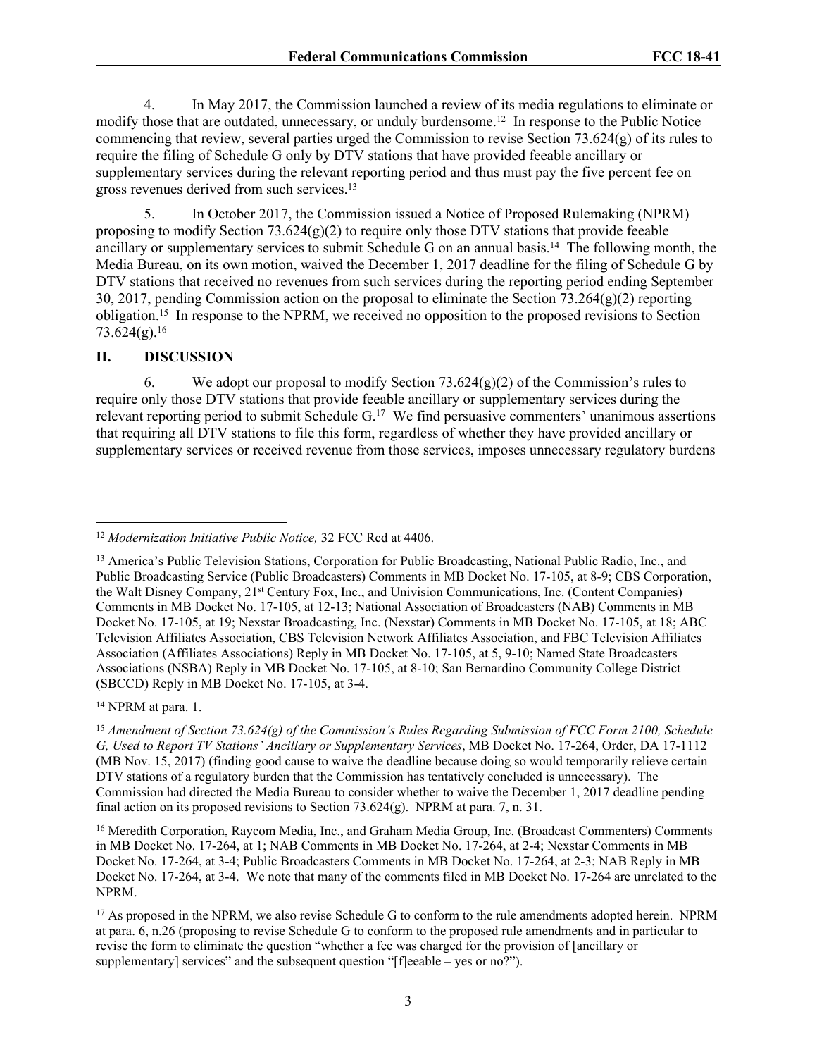4. In May 2017, the Commission launched a review of its media regulations to eliminate or modify those that are outdated, unnecessary, or unduly burdensome.[12] In response to the Public Notice commencing that review, several parties urged the Commission to revise Section 73.624(g) of its rules to require the filing of Schedule G only by DTV stations that have provided feeable ancillary or supplementary services during the relevant reporting period and thus must pay the five percent fee on gross revenues derived from such services.[13]

5. In October 2017, the Commission issued a Notice of Proposed Rulemaking (NPRM) proposing to modify Section 73.624(g)(2) to require only those DTV stations that provide feeable ancillary or supplementary services to submit Schedule G on an annual basis.[14] The following month, the Media Bureau, on its own motion, waived the December 1, 2017 deadline for the filing of Schedule G by DTV stations that received no revenues from such services during the reporting period ending September 30, 2017, pending Commission action on the proposal to eliminate the Section 73.264(g)(2) reporting obligation.[15] In response to the NPRM, we received no opposition to the proposed revisions to Section 73.624(g).[16]

## II. DISCUSSION

6. We adopt our proposal to modify Section 73.624(g)(2) of the Commission's rules to require only those DTV stations that provide feeable ancillary or supplementary services during the relevant reporting period to submit Schedule G.[17] We find persuasive commenters' unanimous assertions that requiring all DTV stations to file this form, regardless of whether they have provided ancillary or supplementary services or received revenue from those services, imposes unnecessary regulatory burdens

---

[12] *Modernization Initiative Public Notice,* 32 FCC Rcd at 4406.

[13] America's Public Television Stations, Corporation for Public Broadcasting, National Public Radio, Inc., and Public Broadcasting Service (Public Broadcasters) Comments in MB Docket No. 17-105, at 8-9; CBS Corporation, the Walt Disney Company, 21st Century Fox, Inc., and Univision Communications, Inc. (Content Companies) Comments in MB Docket No. 17-105, at 12-13; National Association of Broadcasters (NAB) Comments in MB Docket No. 17-105, at 19; Nexstar Broadcasting, Inc. (Nexstar) Comments in MB Docket No. 17-105, at 18; ABC Television Affiliates Association, CBS Television Network Affiliates Association, and FBC Television Affiliates Association (Affiliates Associations) Reply in MB Docket No. 17-105, at 5, 9-10; Named State Broadcasters Associations (NSBA) Reply in MB Docket No. 17-105, at 8-10; San Bernardino Community College District (SBCCD) Reply in MB Docket No. 17-105, at 3-4.

[14] NPRM at para. 1.

[15] *Amendment of Section 73.624(g) of the Commission's Rules Regarding Submission of FCC Form 2100, Schedule G, Used to Report TV Stations' Ancillary or Supplementary Services*, MB Docket No. 17-264, Order, DA 17-1112 (MB Nov. 15, 2017) (finding good cause to waive the deadline because doing so would temporarily relieve certain DTV stations of a regulatory burden that the Commission has tentatively concluded is unnecessary). The Commission had directed the Media Bureau to consider whether to waive the December 1, 2017 deadline pending final action on its proposed revisions to Section 73.624(g). NPRM at para. 7, n. 31.

[16] Meredith Corporation, Raycom Media, Inc., and Graham Media Group, Inc. (Broadcast Commenters) Comments in MB Docket No. 17-264, at 1; NAB Comments in MB Docket No. 17-264, at 2-4; Nexstar Comments in MB Docket No. 17-264, at 3-4; Public Broadcasters Comments in MB Docket No. 17-264, at 2-3; NAB Reply in MB Docket No. 17-264, at 3-4. We note that many of the comments filed in MB Docket No. 17-264 are unrelated to the NPRM.

[17] As proposed in the NPRM, we also revise Schedule G to conform to the rule amendments adopted herein. NPRM at para. 6, n.26 (proposing to revise Schedule G to conform to the proposed rule amendments and in particular to revise the form to eliminate the question "whether a fee was charged for the provision of [ancillary or supplementary] services" and the subsequent question "[f]eeable – yes or no?").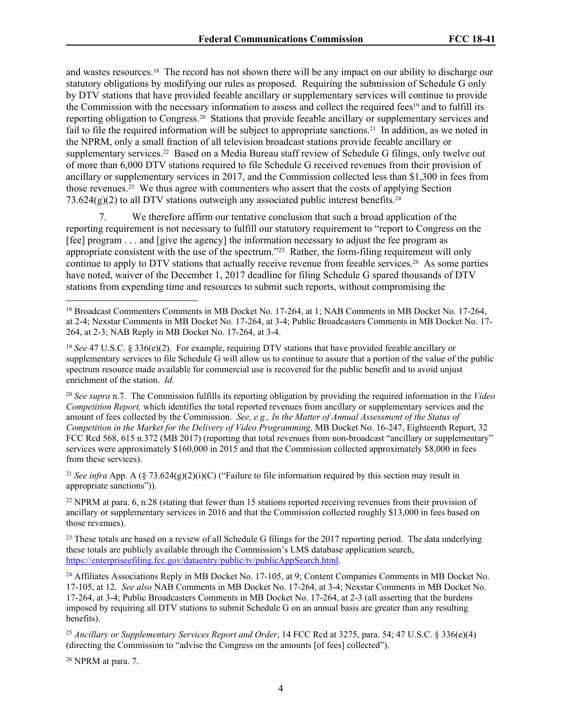and wastes resources.[18] The record has not shown there will be any impact on our ability to discharge our statutory obligations by modifying our rules as proposed. Requiring the submission of Schedule G only by DTV stations that have provided feeable ancillary or supplementary services will continue to provide the Commission with the necessary information to assess and collect the required fees[19] and to fulfill its reporting obligation to Congress.[20] Stations that provide feeable ancillary or supplementary services and fail to file the required information will be subject to appropriate sanctions.[21] In addition, as we noted in the NPRM, only a small fraction of all television broadcast stations provide feeable ancillary or supplementary services.[22] Based on a Media Bureau staff review of Schedule G filings, only twelve out of more than 6,000 DTV stations required to file Schedule G received revenues from their provision of ancillary or supplementary services in 2017, and the Commission collected less than $1,300 in fees from those revenues.[23] We thus agree with commenters who assert that the costs of applying Section 73.624(g)(2) to all DTV stations outweigh any associated public interest benefits.[24]

7. We therefore affirm our tentative conclusion that such a broad application of the reporting requirement is not necessary to fulfill our statutory requirement to "report to Congress on the [fee] program . . . and [give the agency] the information necessary to adjust the fee program as appropriate consistent with the use of the spectrum."[25] Rather, the form-filing requirement will only continue to apply to DTV stations that actually receive revenue from feeable services.[26] As some parties have noted, waiver of the December 1, 2017 deadline for filing Schedule G spared thousands of DTV stations from expending time and resources to submit such reports, without compromising the

---

[18] Broadcast Commenters Comments in MB Docket No. 17-264, at 1; NAB Comments in MB Docket No. 17-264, at 2-4; Nexstar Comments in MB Docket No. 17-264, at 3-4; Public Broadcasters Comments in MB Docket No. 17-264, at 2-3; NAB Reply in MB Docket No. 17-264, at 3-4.

[19] *See* 47 U.S.C. § 336(e)(2). For example, requiring DTV stations that have provided feeable ancillary or supplementary services to file Schedule G will allow us to continue to assure that a portion of the value of the public spectrum resource made available for commercial use is recovered for the public benefit and to avoid unjust enrichment of the station. *Id.*

[20] *See supra* n.7. The Commission fulfills its reporting obligation by providing the required information in the *Video Competition Report,* which identifies the total reported revenues from ancillary or supplementary services and the amount of fees collected by the Commission. *See, e.g., In the Matter of Annual Assessment of the Status of Competition in the Market for the Delivery of Video Programming,* MB Docket No. 16-247, Eighteenth Report, 32 FCC Rcd 568, 615 n.372 (MB 2017) (reporting that total revenues from non-broadcast "ancillary or supplementary" services were approximately $160,000 in 2015 and that the Commission collected approximately $8,000 in fees from these services).

[21] *See infra* App. A (§ 73.624(g)(2)(i)(C) ("Failure to file information required by this section may result in appropriate sanctions")).

[22] NPRM at para. 6, n.28 (stating that fewer than 15 stations reported receiving revenues from their provision of ancillary or supplementary services in 2016 and that the Commission collected roughly $13,000 in fees based on those revenues).

[23] These totals are based on a review of all Schedule G filings for the 2017 reporting period. The data underlying these totals are publicly available through the Commission's LMS database application search, https://enterpriseefiling.fcc.gov/dataentry/public/tv/publicAppSearch.html.

[24] Affiliates Associations Reply in MB Docket No. 17-105, at 9; Content Companies Comments in MB Docket No. 17-105, at 12. *See also* NAB Comments in MB Docket No. 17-264, at 3-4; Nexstar Comments in MB Docket No. 17-264, at 3-4; Public Broadcasters Comments in MB Docket No. 17-264, at 2-3 (all asserting that the burdens imposed by requiring all DTV stations to submit Schedule G on an annual basis are greater than any resulting benefits).

[25] *Ancillary or Supplementary Services Report and Order*, 14 FCC Rcd at 3275, para. 54; 47 U.S.C. § 336(e)(4) (directing the Commission to "advise the Congress on the amounts [of fees] collected").

[26] NPRM at para. 7.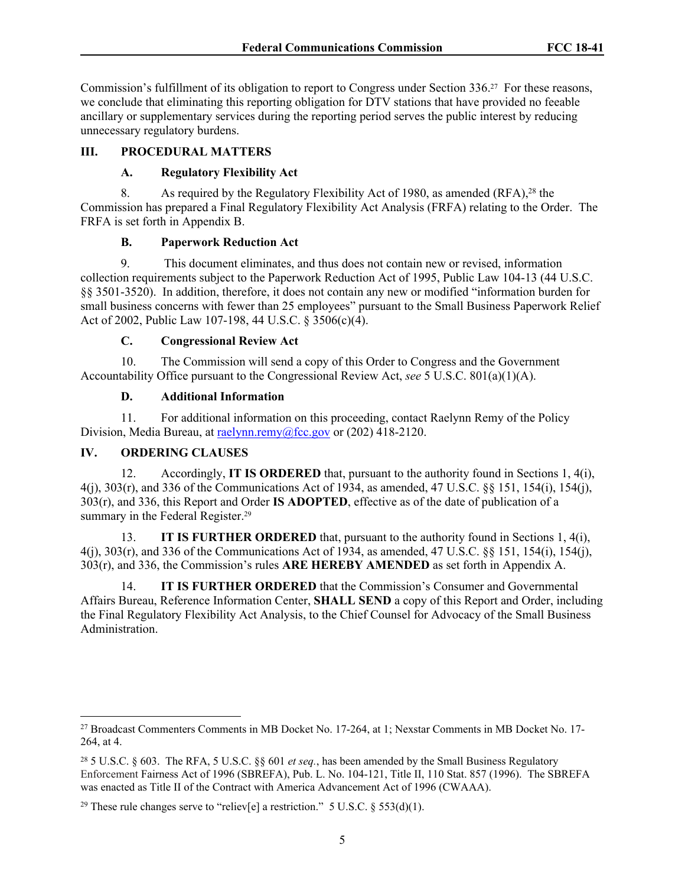Commission's fulfillment of its obligation to report to Congress under Section 336.[27] For these reasons, we conclude that eliminating this reporting obligation for DTV stations that have provided no feeable ancillary or supplementary services during the reporting period serves the public interest by reducing unnecessary regulatory burdens.

## III. PROCEDURAL MATTERS

### A. Regulatory Flexibility Act

8. As required by the Regulatory Flexibility Act of 1980, as amended (RFA),[28] the Commission has prepared a Final Regulatory Flexibility Act Analysis (FRFA) relating to the Order. The FRFA is set forth in Appendix B.

### B. Paperwork Reduction Act

9. This document eliminates, and thus does not contain new or revised, information collection requirements subject to the Paperwork Reduction Act of 1995, Public Law 104-13 (44 U.S.C. §§ 3501-3520). In addition, therefore, it does not contain any new or modified "information burden for small business concerns with fewer than 25 employees" pursuant to the Small Business Paperwork Relief Act of 2002, Public Law 107-198, 44 U.S.C. § 3506(c)(4).

### C. Congressional Review Act

10. The Commission will send a copy of this Order to Congress and the Government Accountability Office pursuant to the Congressional Review Act, *see* 5 U.S.C. 801(a)(1)(A).

### D. Additional Information

11. For additional information on this proceeding, contact Raelynn Remy of the Policy Division, Media Bureau, at raelynn.remy@fcc.gov or (202) 418-2120.

## IV. ORDERING CLAUSES

12. Accordingly, **IT IS ORDERED** that, pursuant to the authority found in Sections 1, 4(i), 4(j), 303(r), and 336 of the Communications Act of 1934, as amended, 47 U.S.C. §§ 151, 154(i), 154(j), 303(r), and 336, this Report and Order **IS ADOPTED**, effective as of the date of publication of a summary in the Federal Register.[29]

13. **IT IS FURTHER ORDERED** that, pursuant to the authority found in Sections 1, 4(i), 4(j), 303(r), and 336 of the Communications Act of 1934, as amended, 47 U.S.C. §§ 151, 154(i), 154(j), 303(r), and 336, the Commission's rules **ARE HEREBY AMENDED** as set forth in Appendix A.

14. **IT IS FURTHER ORDERED** that the Commission's Consumer and Governmental Affairs Bureau, Reference Information Center, **SHALL SEND** a copy of this Report and Order, including the Final Regulatory Flexibility Act Analysis, to the Chief Counsel for Advocacy of the Small Business Administration.

---

[27] Broadcast Commenters Comments in MB Docket No. 17-264, at 1; Nexstar Comments in MB Docket No. 17-264, at 4.

[28] 5 U.S.C. § 603. The RFA, 5 U.S.C. §§ 601 *et seq.*, has been amended by the Small Business Regulatory Enforcement Fairness Act of 1996 (SBREFA), Pub. L. No. 104-121, Title II, 110 Stat. 857 (1996). The SBREFA was enacted as Title II of the Contract with America Advancement Act of 1996 (CWAAA).

[29] These rule changes serve to "reliev[e] a restriction." 5 U.S.C. § 553(d)(1).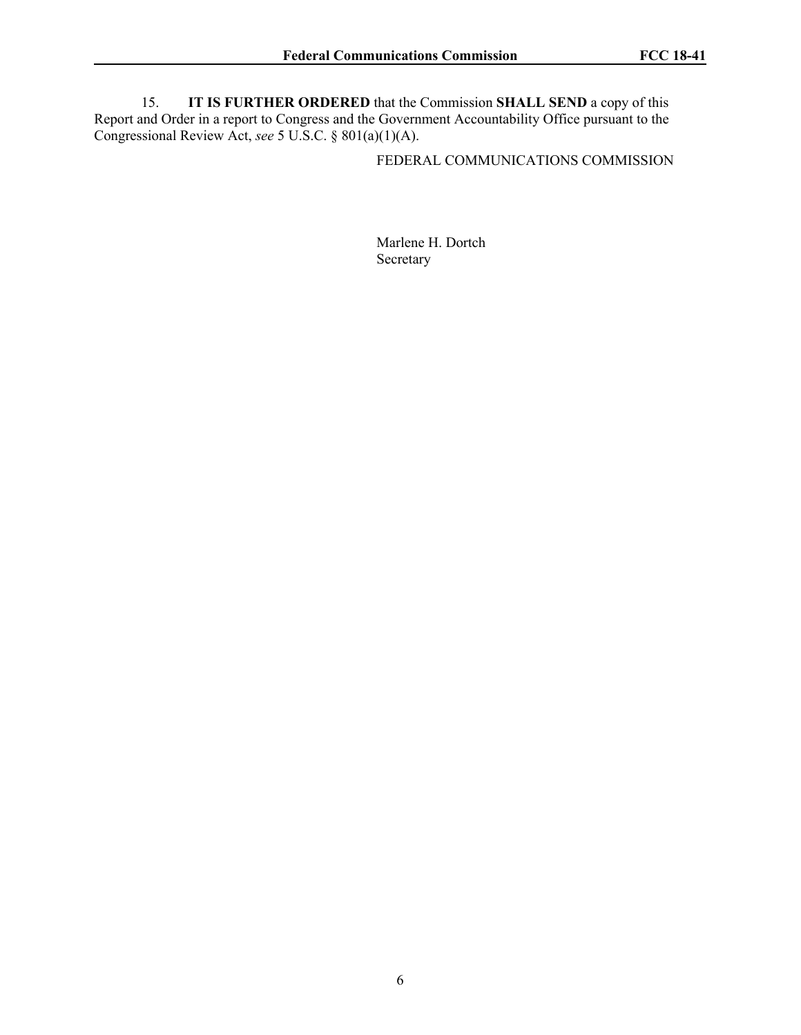15. **IT IS FURTHER ORDERED** that the Commission **SHALL SEND** a copy of this Report and Order in a report to Congress and the Government Accountability Office pursuant to the Congressional Review Act, *see* 5 U.S.C. § 801(a)(1)(A).

FEDERAL COMMUNICATIONS COMMISSION

Marlene H. Dortch
Secretary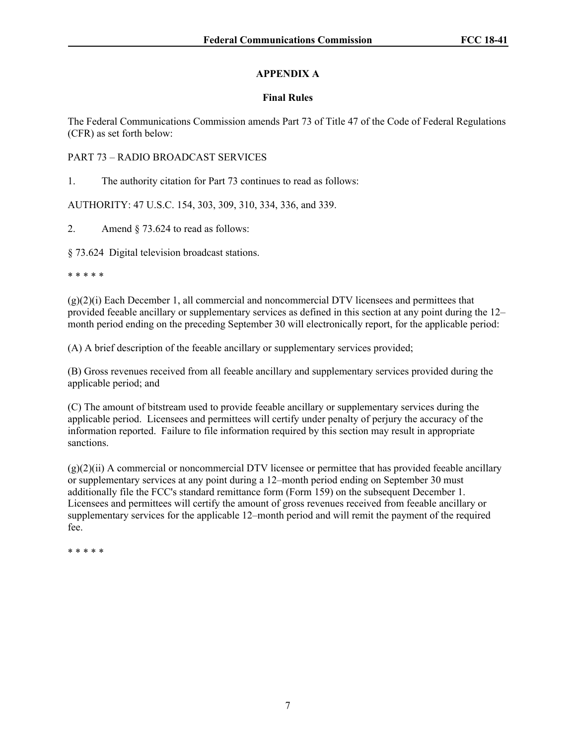## APPENDIX A

### Final Rules

The Federal Communications Commission amends Part 73 of Title 47 of the Code of Federal Regulations (CFR) as set forth below:

PART 73 – RADIO BROADCAST SERVICES

1. The authority citation for Part 73 continues to read as follows:

AUTHORITY: 47 U.S.C. 154, 303, 309, 310, 334, 336, and 339.

2. Amend § 73.624 to read as follows:

§ 73.624 Digital television broadcast stations.

* * * * *

(g)(2)(i) Each December 1, all commercial and noncommercial DTV licensees and permittees that provided feeable ancillary or supplementary services as defined in this section at any point during the 12–month period ending on the preceding September 30 will electronically report, for the applicable period:

(A) A brief description of the feeable ancillary or supplementary services provided;

(B) Gross revenues received from all feeable ancillary and supplementary services provided during the applicable period; and

(C) The amount of bitstream used to provide feeable ancillary or supplementary services during the applicable period. Licensees and permittees will certify under penalty of perjury the accuracy of the information reported. Failure to file information required by this section may result in appropriate sanctions.

(g)(2)(ii) A commercial or noncommercial DTV licensee or permittee that has provided feeable ancillary or supplementary services at any point during a 12–month period ending on September 30 must additionally file the FCC's standard remittance form (Form 159) on the subsequent December 1. Licensees and permittees will certify the amount of gross revenues received from feeable ancillary or supplementary services for the applicable 12–month period and will remit the payment of the required fee.

* * * * *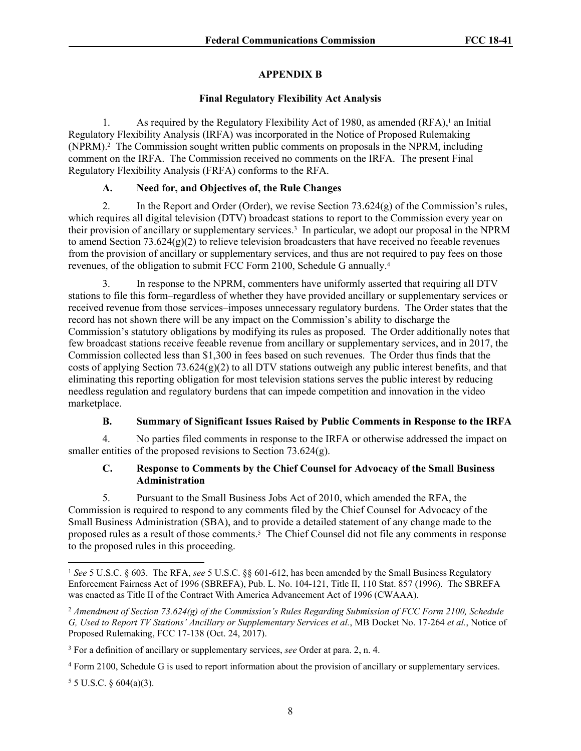## APPENDIX B

### Final Regulatory Flexibility Act Analysis

1. As required by the Regulatory Flexibility Act of 1980, as amended (RFA),[1] an Initial Regulatory Flexibility Analysis (IRFA) was incorporated in the Notice of Proposed Rulemaking (NPRM).[2] The Commission sought written public comments on proposals in the NPRM, including comment on the IRFA. The Commission received no comments on the IRFA. The present Final Regulatory Flexibility Analysis (FRFA) conforms to the RFA.

#### A. Need for, and Objectives of, the Rule Changes

2. In the Report and Order (Order), we revise Section 73.624(g) of the Commission's rules, which requires all digital television (DTV) broadcast stations to report to the Commission every year on their provision of ancillary or supplementary services.[3] In particular, we adopt our proposal in the NPRM to amend Section 73.624(g)(2) to relieve television broadcasters that have received no feeable revenues from the provision of ancillary or supplementary services, and thus are not required to pay fees on those revenues, of the obligation to submit FCC Form 2100, Schedule G annually.[4]

3. In response to the NPRM, commenters have uniformly asserted that requiring all DTV stations to file this form–regardless of whether they have provided ancillary or supplementary services or received revenue from those services–imposes unnecessary regulatory burdens. The Order states that the record has not shown there will be any impact on the Commission's ability to discharge the Commission's statutory obligations by modifying its rules as proposed. The Order additionally notes that few broadcast stations receive feeable revenue from ancillary or supplementary services, and in 2017, the Commission collected less than $1,300 in fees based on such revenues. The Order thus finds that the costs of applying Section 73.624(g)(2) to all DTV stations outweigh any public interest benefits, and that eliminating this reporting obligation for most television stations serves the public interest by reducing needless regulation and regulatory burdens that can impede competition and innovation in the video marketplace.

#### B. Summary of Significant Issues Raised by Public Comments in Response to the IRFA

4. No parties filed comments in response to the IRFA or otherwise addressed the impact on smaller entities of the proposed revisions to Section 73.624(g).

#### C. Response to Comments by the Chief Counsel for Advocacy of the Small Business Administration

5. Pursuant to the Small Business Jobs Act of 2010, which amended the RFA, the Commission is required to respond to any comments filed by the Chief Counsel for Advocacy of the Small Business Administration (SBA), and to provide a detailed statement of any change made to the proposed rules as a result of those comments.[5] The Chief Counsel did not file any comments in response to the proposed rules in this proceeding.

---

[1] *See* 5 U.S.C. § 603. The RFA, *see* 5 U.S.C. §§ 601-612, has been amended by the Small Business Regulatory Enforcement Fairness Act of 1996 (SBREFA), Pub. L. No. 104-121, Title II, 110 Stat. 857 (1996). The SBREFA was enacted as Title II of the Contract With America Advancement Act of 1996 (CWAAA).

[2] *Amendment of Section 73.624(g) of the Commission's Rules Regarding Submission of FCC Form 2100, Schedule G, Used to Report TV Stations' Ancillary or Supplementary Services et al.*, MB Docket No. 17-264 *et al.*, Notice of Proposed Rulemaking, FCC 17-138 (Oct. 24, 2017).

[3] For a definition of ancillary or supplementary services, *see* Order at para. 2, n. 4.

[4] Form 2100, Schedule G is used to report information about the provision of ancillary or supplementary services.

[5] 5 U.S.C. § 604(a)(3).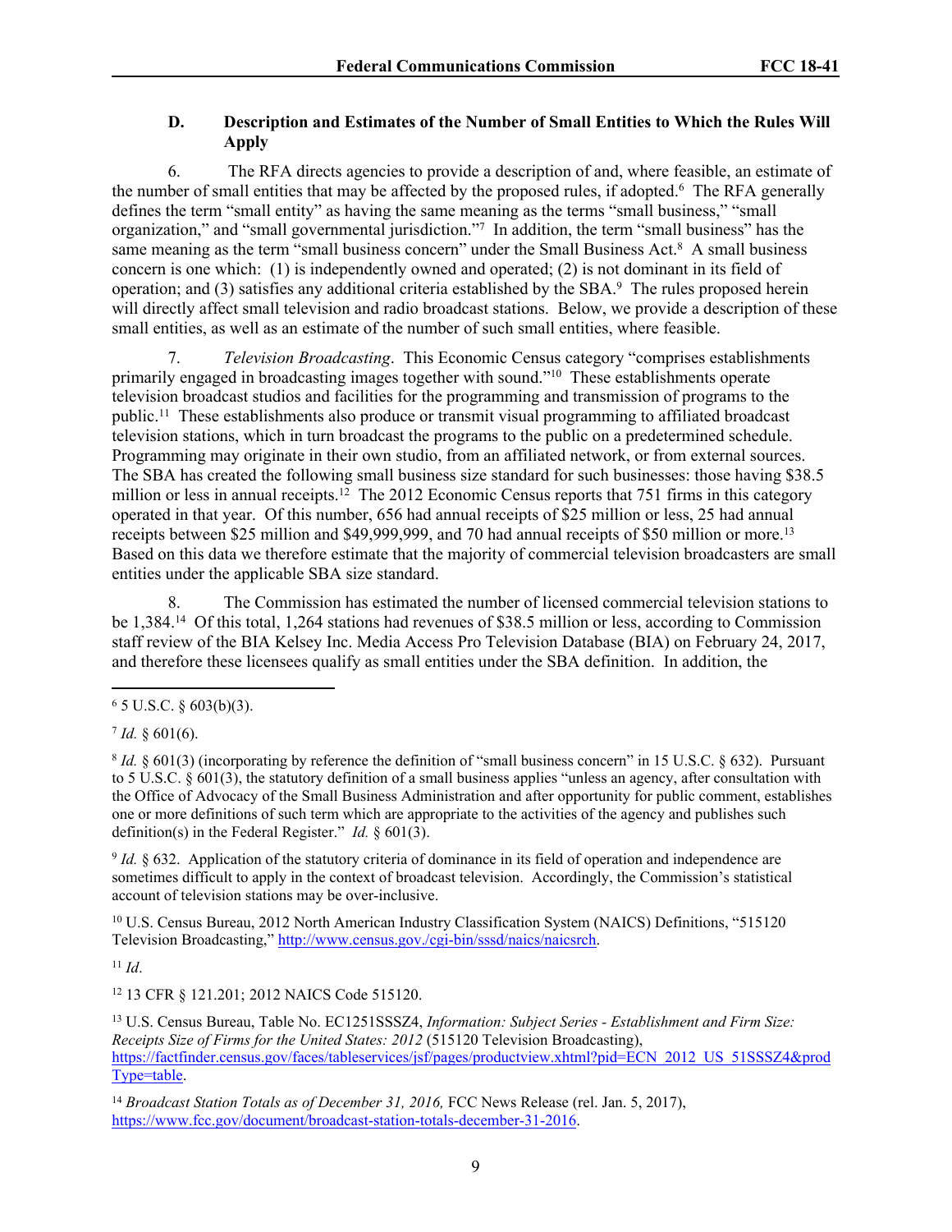### D. Description and Estimates of the Number of Small Entities to Which the Rules Will Apply

6. The RFA directs agencies to provide a description of and, where feasible, an estimate of the number of small entities that may be affected by the proposed rules, if adopted.[6] The RFA generally defines the term "small entity" as having the same meaning as the terms "small business," "small organization," and "small governmental jurisdiction."[7] In addition, the term "small business" has the same meaning as the term "small business concern" under the Small Business Act.[8] A small business concern is one which: (1) is independently owned and operated; (2) is not dominant in its field of operation; and (3) satisfies any additional criteria established by the SBA.[9] The rules proposed herein will directly affect small television and radio broadcast stations. Below, we provide a description of these small entities, as well as an estimate of the number of such small entities, where feasible.

7. *Television Broadcasting*. This Economic Census category "comprises establishments primarily engaged in broadcasting images together with sound."[10] These establishments operate television broadcast studios and facilities for the programming and transmission of programs to the public.[11] These establishments also produce or transmit visual programming to affiliated broadcast television stations, which in turn broadcast the programs to the public on a predetermined schedule. Programming may originate in their own studio, from an affiliated network, or from external sources. The SBA has created the following small business size standard for such businesses: those having $38.5 million or less in annual receipts.[12] The 2012 Economic Census reports that 751 firms in this category operated in that year. Of this number, 656 had annual receipts of $25 million or less, 25 had annual receipts between $25 million and $49,999,999, and 70 had annual receipts of $50 million or more.[13] Based on this data we therefore estimate that the majority of commercial television broadcasters are small entities under the applicable SBA size standard.

8. The Commission has estimated the number of licensed commercial television stations to be 1,384.[14] Of this total, 1,264 stations had revenues of $38.5 million or less, according to Commission staff review of the BIA Kelsey Inc. Media Access Pro Television Database (BIA) on February 24, 2017, and therefore these licensees qualify as small entities under the SBA definition. In addition, the

---

[6] 5 U.S.C. § 603(b)(3).

[7] *Id.* § 601(6).

[8] *Id.* § 601(3) (incorporating by reference the definition of "small business concern" in 15 U.S.C. § 632). Pursuant to 5 U.S.C. § 601(3), the statutory definition of a small business applies "unless an agency, after consultation with the Office of Advocacy of the Small Business Administration and after opportunity for public comment, establishes one or more definitions of such term which are appropriate to the activities of the agency and publishes such definition(s) in the Federal Register." *Id.* § 601(3).

[9] *Id.* § 632. Application of the statutory criteria of dominance in its field of operation and independence are sometimes difficult to apply in the context of broadcast television. Accordingly, the Commission's statistical account of television stations may be over-inclusive.

[10] U.S. Census Bureau, 2012 North American Industry Classification System (NAICS) Definitions, "515120 Television Broadcasting," http://www.census.gov./cgi-bin/sssd/naics/naicsrch.

[11] *Id*.

[12] 13 CFR § 121.201; 2012 NAICS Code 515120.

[13] U.S. Census Bureau, Table No. EC1251SSSZ4, *Information: Subject Series - Establishment and Firm Size: Receipts Size of Firms for the United States: 2012* (515120 Television Broadcasting), https://factfinder.census.gov/faces/tableservices/jsf/pages/productview.xhtml?pid=ECN_2012_US_51SSSZ4&prodType=table.

[14] *Broadcast Station Totals as of December 31, 2016,* FCC News Release (rel. Jan. 5, 2017), https://www.fcc.gov/document/broadcast-station-totals-december-31-2016.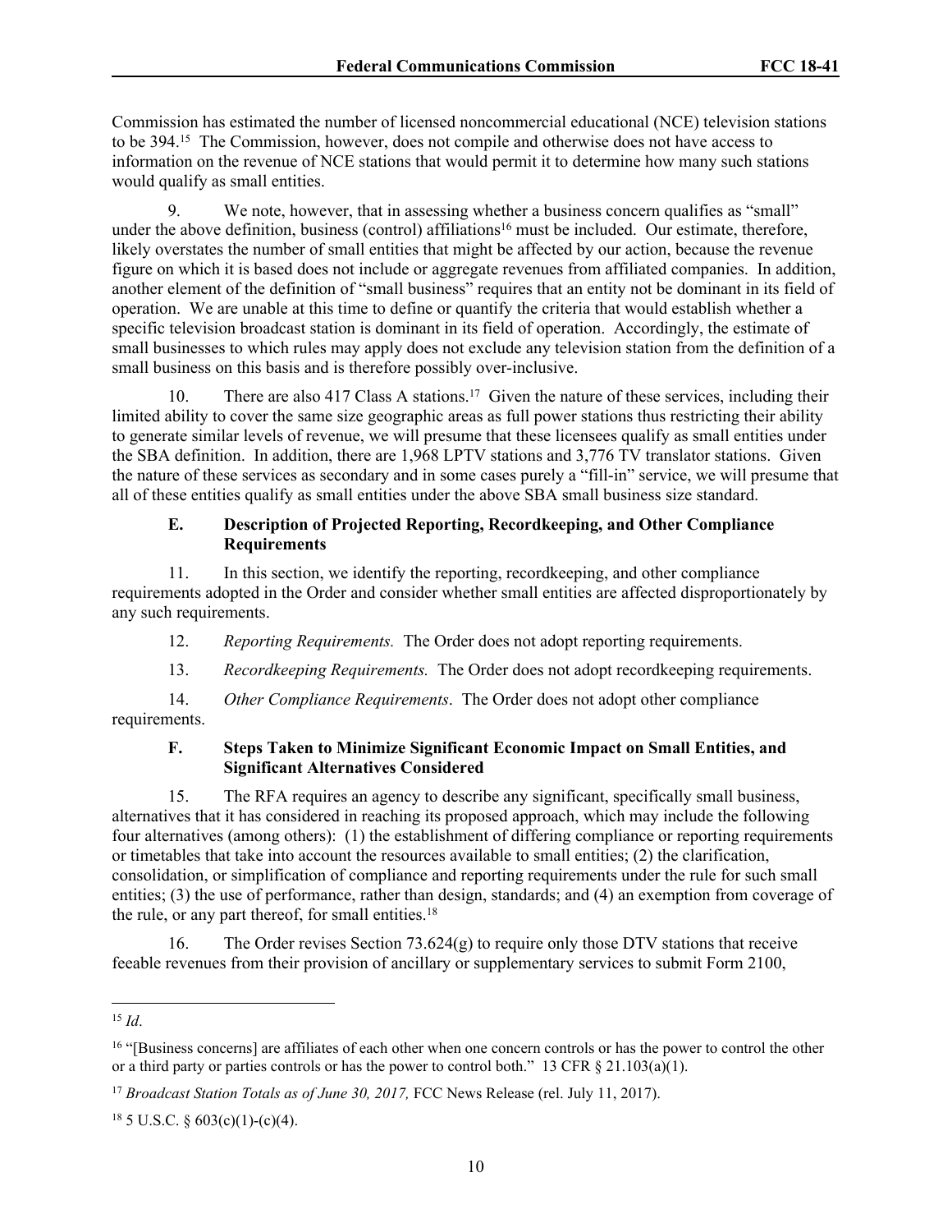Commission has estimated the number of licensed noncommercial educational (NCE) television stations to be 394.[15] The Commission, however, does not compile and otherwise does not have access to information on the revenue of NCE stations that would permit it to determine how many such stations would qualify as small entities.

9. We note, however, that in assessing whether a business concern qualifies as "small" under the above definition, business (control) affiliations[16] must be included. Our estimate, therefore, likely overstates the number of small entities that might be affected by our action, because the revenue figure on which it is based does not include or aggregate revenues from affiliated companies. In addition, another element of the definition of "small business" requires that an entity not be dominant in its field of operation. We are unable at this time to define or quantify the criteria that would establish whether a specific television broadcast station is dominant in its field of operation. Accordingly, the estimate of small businesses to which rules may apply does not exclude any television station from the definition of a small business on this basis and is therefore possibly over-inclusive.

10. There are also 417 Class A stations.[17] Given the nature of these services, including their limited ability to cover the same size geographic areas as full power stations thus restricting their ability to generate similar levels of revenue, we will presume that these licensees qualify as small entities under the SBA definition. In addition, there are 1,968 LPTV stations and 3,776 TV translator stations. Given the nature of these services as secondary and in some cases purely a "fill-in" service, we will presume that all of these entities qualify as small entities under the above SBA small business size standard.

### E. Description of Projected Reporting, Recordkeeping, and Other Compliance Requirements

11. In this section, we identify the reporting, recordkeeping, and other compliance requirements adopted in the Order and consider whether small entities are affected disproportionately by any such requirements.

12. *Reporting Requirements.* The Order does not adopt reporting requirements.

13. *Recordkeeping Requirements.* The Order does not adopt recordkeeping requirements.

14. *Other Compliance Requirements*. The Order does not adopt other compliance requirements.

### F. Steps Taken to Minimize Significant Economic Impact on Small Entities, and Significant Alternatives Considered

15. The RFA requires an agency to describe any significant, specifically small business, alternatives that it has considered in reaching its proposed approach, which may include the following four alternatives (among others): (1) the establishment of differing compliance or reporting requirements or timetables that take into account the resources available to small entities; (2) the clarification, consolidation, or simplification of compliance and reporting requirements under the rule for such small entities; (3) the use of performance, rather than design, standards; and (4) an exemption from coverage of the rule, or any part thereof, for small entities.[18]

16. The Order revises Section 73.624(g) to require only those DTV stations that receive feeable revenues from their provision of ancillary or supplementary services to submit Form 2100,

---

[15] *Id*.

[16] "[Business concerns] are affiliates of each other when one concern controls or has the power to control the other or a third party or parties controls or has the power to control both." 13 CFR § 21.103(a)(1).

[17] *Broadcast Station Totals as of June 30, 2017,* FCC News Release (rel. July 11, 2017).

[18] 5 U.S.C. § 603(c)(1)-(c)(4).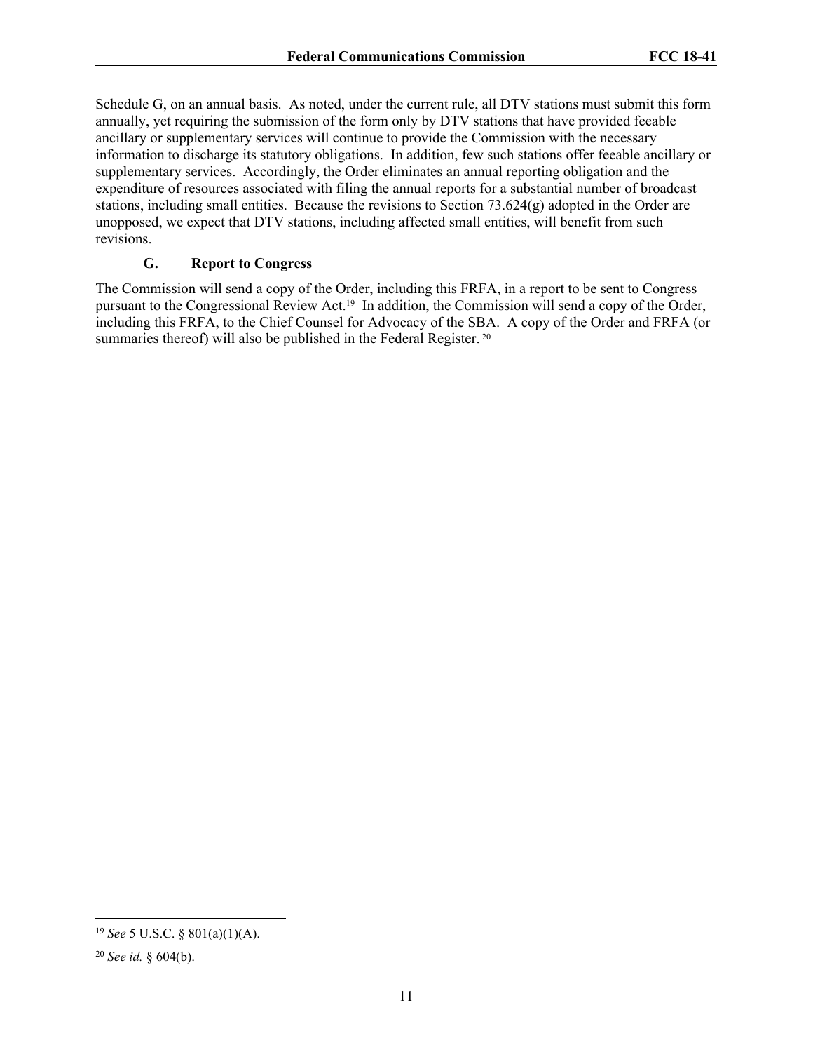Schedule G, on an annual basis. As noted, under the current rule, all DTV stations must submit this form annually, yet requiring the submission of the form only by DTV stations that have provided feeable ancillary or supplementary services will continue to provide the Commission with the necessary information to discharge its statutory obligations. In addition, few such stations offer feeable ancillary or supplementary services. Accordingly, the Order eliminates an annual reporting obligation and the expenditure of resources associated with filing the annual reports for a substantial number of broadcast stations, including small entities. Because the revisions to Section 73.624(g) adopted in the Order are unopposed, we expect that DTV stations, including affected small entities, will benefit from such revisions.

### G. Report to Congress

The Commission will send a copy of the Order, including this FRFA, in a report to be sent to Congress pursuant to the Congressional Review Act.[19] In addition, the Commission will send a copy of the Order, including this FRFA, to the Chief Counsel for Advocacy of the SBA. A copy of the Order and FRFA (or summaries thereof) will also be published in the Federal Register.[20]

---

[19] *See* 5 U.S.C. § 801(a)(1)(A).

[20] *See id.* § 604(b).